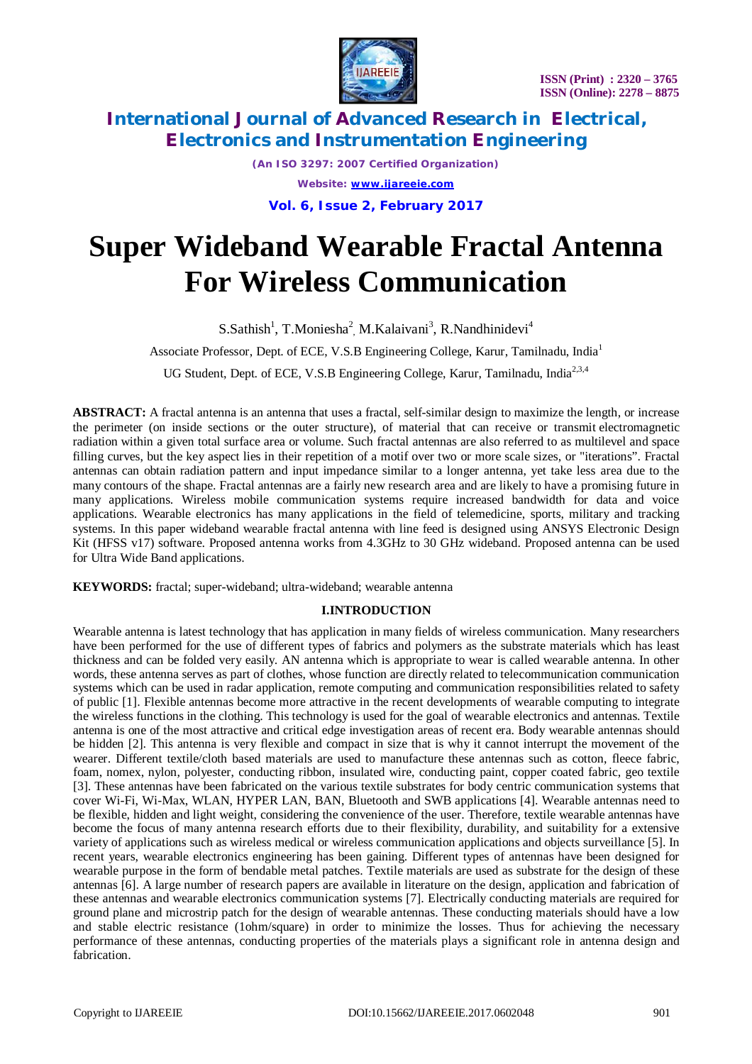# Super Wideband Wearable Fractal Antenna For Wireless Communication

S.Sathish[1], T.Moniesha[2], M.Kalaivani[3], R.Nandhinidevi[4]

Associate Professor, Dept. of ECE, V.S.B Engineering College, Karur, Tamilnadu, India[1]

UG Student, Dept. of ECE, V.S.B Engineering College, Karur, Tamilnadu, India[2,3,4]

**ABSTRACT:** A fractal antenna is an antenna that uses a fractal, self-similar design to maximize the length, or increase the perimeter (on inside sections or the outer structure), of material that can receive or transmit electromagnetic radiation within a given total surface area or volume. Such fractal antennas are also referred to as multilevel and space filling curves, but the key aspect lies in their repetition of a motif over two or more scale sizes, or "iterations". Fractal antennas can obtain radiation pattern and input impedance similar to a longer antenna, yet take less area due to the many contours of the shape. Fractal antennas are a fairly new research area and are likely to have a promising future in many applications. Wireless mobile communication systems require increased bandwidth for data and voice applications. Wearable electronics has many applications in the field of telemedicine, sports, military and tracking systems. In this paper wideband wearable fractal antenna with line feed is designed using ANSYS Electronic Design Kit (HFSS v17) software. Proposed antenna works from 4.3GHz to 30 GHz wideband. Proposed antenna can be used for Ultra Wide Band applications.

**KEYWORDS:** fractal; super-wideband; ultra-wideband; wearable antenna

## I.INTRODUCTION

Wearable antenna is latest technology that has application in many fields of wireless communication. Many researchers have been performed for the use of different types of fabrics and polymers as the substrate materials which has least thickness and can be folded very easily. AN antenna which is appropriate to wear is called wearable antenna. In other words, these antenna serves as part of clothes, whose function are directly related to telecommunication communication systems which can be used in radar application, remote computing and communication responsibilities related to safety of public [1]. Flexible antennas become more attractive in the recent developments of wearable computing to integrate the wireless functions in the clothing. This technology is used for the goal of wearable electronics and antennas. Textile antenna is one of the most attractive and critical edge investigation areas of recent era. Body wearable antennas should be hidden [2]. This antenna is very flexible and compact in size that is why it cannot interrupt the movement of the wearer. Different textile/cloth based materials are used to manufacture these antennas such as cotton, fleece fabric, foam, nomex, nylon, polyester, conducting ribbon, insulated wire, conducting paint, copper coated fabric, geo textile [3]. These antennas have been fabricated on the various textile substrates for body centric communication systems that cover Wi-Fi, Wi-Max, WLAN, HYPER LAN, BAN, Bluetooth and SWB applications [4]. Wearable antennas need to be flexible, hidden and light weight, considering the convenience of the user. Therefore, textile wearable antennas have become the focus of many antenna research efforts due to their flexibility, durability, and suitability for a extensive variety of applications such as wireless medical or wireless communication applications and objects surveillance [5]. In recent years, wearable electronics engineering has been gaining. Different types of antennas have been designed for wearable purpose in the form of bendable metal patches. Textile materials are used as substrate for the design of these antennas [6]. A large number of research papers are available in literature on the design, application and fabrication of these antennas and wearable electronics communication systems [7]. Electrically conducting materials are required for ground plane and microstrip patch for the design of wearable antennas. These conducting materials should have a low and stable electric resistance (1ohm/square) in order to minimize the losses. Thus for achieving the necessary performance of these antennas, conducting properties of the materials plays a significant role in antenna design and fabrication.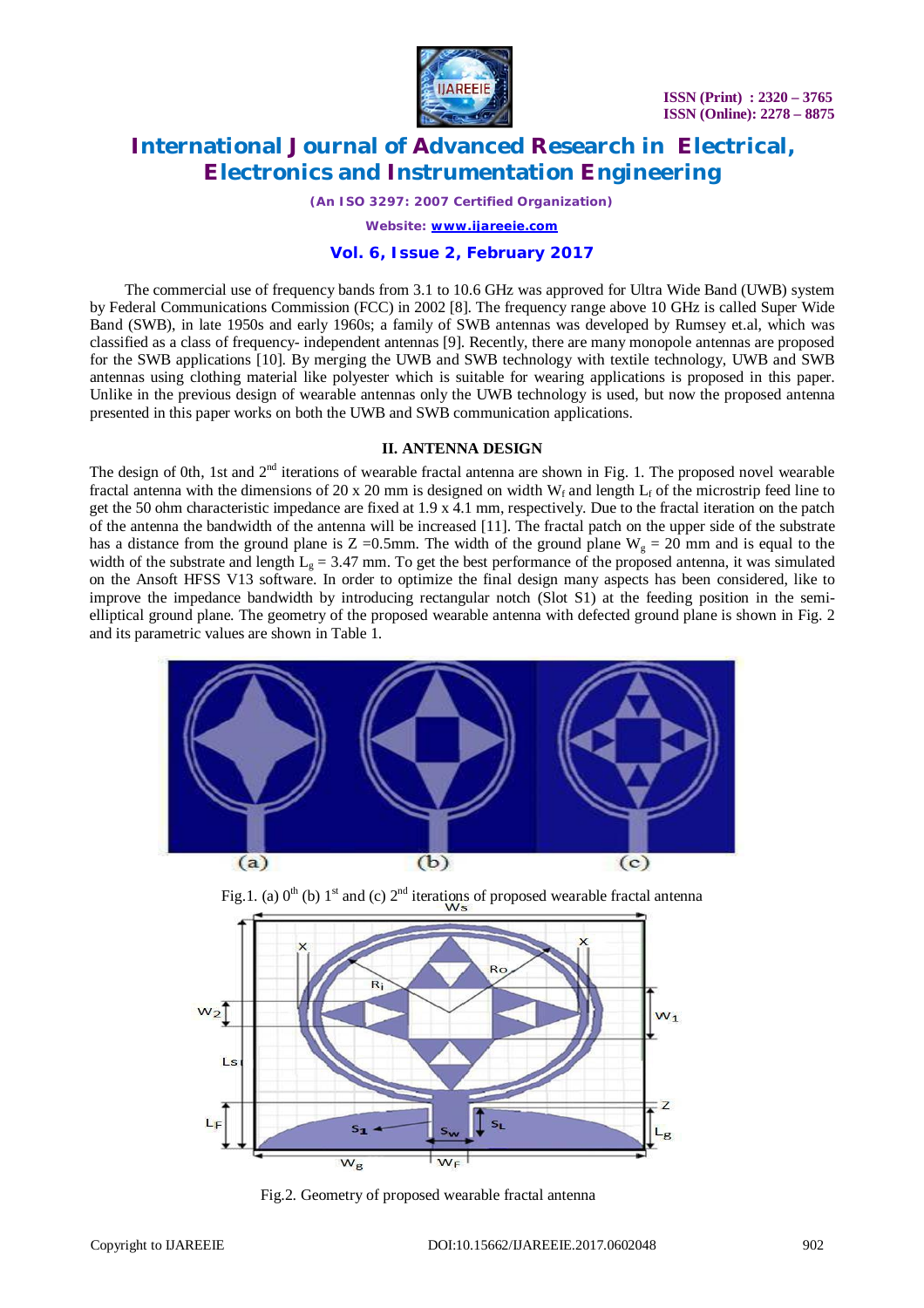The commercial use of frequency bands from 3.1 to 10.6 GHz was approved for Ultra Wide Band (UWB) system by Federal Communications Commission (FCC) in 2002 [8]. The frequency range above 10 GHz is called Super Wide Band (SWB), in late 1950s and early 1960s; a family of SWB antennas was developed by Rumsey et.al, which was classified as a class of frequency- independent antennas [9]. Recently, there are many monopole antennas are proposed for the SWB applications [10]. By merging the UWB and SWB technology with textile technology, UWB and SWB antennas using clothing material like polyester which is suitable for wearing applications is proposed in this paper. Unlike in the previous design of wearable antennas only the UWB technology is used, but now the proposed antenna presented in this paper works on both the UWB and SWB communication applications.

## II. ANTENNA DESIGN

The design of 0th, 1st and 2nd iterations of wearable fractal antenna are shown in Fig. 1. The proposed novel wearable fractal antenna with the dimensions of 20 x 20 mm is designed on width $W_f$ and length $L_f$ of the microstrip feed line to get the 50 ohm characteristic impedance are fixed at 1.9 x 4.1 mm, respectively. Due to the fractal iteration on the patch of the antenna the bandwidth of the antenna will be increased [11]. The fractal patch on the upper side of the substrate has a distance from the ground plane is Z =0.5mm. The width of the ground plane $W_g$ = 20 mm and is equal to the width of the substrate and length $L_g$ = 3.47 mm. To get the best performance of the proposed antenna, it was simulated on the Ansoft HFSS V13 software. In order to optimize the final design many aspects has been considered, like to improve the impedance bandwidth by introducing rectangular notch (Slot S1) at the feeding position in the semi-elliptical ground plane. The geometry of the proposed wearable antenna with defected ground plane is shown in Fig. 2 and its parametric values are shown in Table 1.

Fig.1. (a) 0th (b) 1st and (c) 2nd iterations of proposed wearable fractal antenna

Fig.2. Geometry of proposed wearable fractal antenna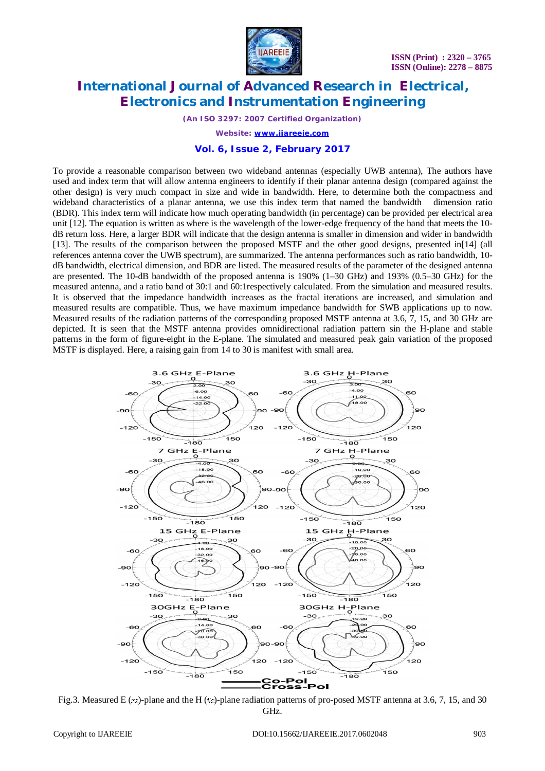To provide a reasonable comparison between two wideband antennas (especially UWB antenna), The authors have used and index term that will allow antenna engineers to identify if their planar antenna design (compared against the other design) is very much compact in size and wide in bandwidth. Here, to determine both the compactness and wideband characteristics of a planar antenna, we use this index term that named the bandwidth dimension ratio (BDR). This index term will indicate how much operating bandwidth (in percentage) can be provided per electrical area unit [12]. The equation is written as where is the wavelength of the lower-edge frequency of the band that meets the 10-dB return loss. Here, a larger BDR will indicate that the design antenna is smaller in dimension and wider in bandwidth [13]. The results of the comparison between the proposed MSTF and the other good designs, presented in[14] (all references antenna cover the UWB spectrum), are summarized. The antenna performances such as ratio bandwidth, 10-dB bandwidth, electrical dimension, and BDR are listed. The measured results of the parameter of the designed antenna are presented. The 10-dB bandwidth of the proposed antenna is 190% (1–30 GHz) and 193% (0.5–30 GHz) for the measured antenna, and a ratio band of 30:1 and 60:1respectively calculated. From the simulation and measured results. It is observed that the impedance bandwidth increases as the fractal iterations are increased, and simulation and measured results are compatible. Thus, we have maximum impedance bandwidth for SWB applications up to now. Measured results of the radiation patterns of the corresponding proposed MSTF antenna at 3.6, 7, 15, and 30 GHz are depicted. It is seen that the MSTF antenna provides omnidirectional radiation pattern sin the H-plane and stable patterns in the form of figure-eight in the E-plane. The simulated and measured peak gain variation of the proposed MSTF is displayed. Here, a raising gain from 14 to 30 is manifest with small area.

Fig.3. Measured E ($xz$)-plane and the H ($yz$)-plane radiation patterns of pro-posed MSTF antenna at 3.6, 7, 15, and 30 GHz.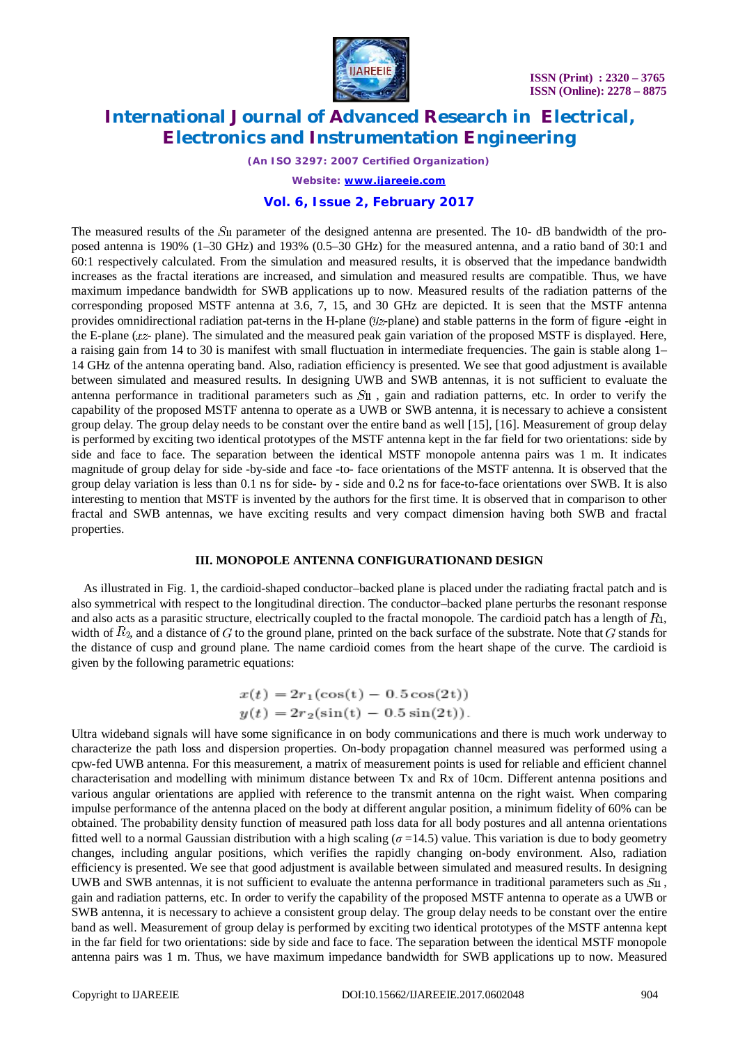The measured results of the $S_{11}$ parameter of the designed antenna are presented. The 10- dB bandwidth of the proposed antenna is 190% (1–30 GHz) and 193% (0.5–30 GHz) for the measured antenna, and a ratio band of 30:1 and 60:1 respectively calculated. From the simulation and measured results, it is observed that the impedance bandwidth increases as the fractal iterations are increased, and simulation and measured results are compatible. Thus, we have maximum impedance bandwidth for SWB applications up to now. Measured results of the radiation patterns of the corresponding proposed MSTF antenna at 3.6, 7, 15, and 30 GHz are depicted. It is seen that the MSTF antenna provides omnidirectional radiation pat-terns in the H-plane ($yz$-plane) and stable patterns in the form of figure -eight in the E-plane ($xz$- plane). The simulated and the measured peak gain variation of the proposed MSTF is displayed. Here, a raising gain from 14 to 30 is manifest with small fluctuation in intermediate frequencies. The gain is stable along 1–14 GHz of the antenna operating band. Also, radiation efficiency is presented. We see that good adjustment is available between simulated and measured results. In designing UWB and SWB antennas, it is not sufficient to evaluate the antenna performance in traditional parameters such as $S_{11}$ , gain and radiation patterns, etc. In order to verify the capability of the proposed MSTF antenna to operate as a UWB or SWB antenna, it is necessary to achieve a consistent group delay. The group delay needs to be constant over the entire band as well [15], [16]. Measurement of group delay is performed by exciting two identical prototypes of the MSTF antenna kept in the far field for two orientations: side by side and face to face. The separation between the identical MSTF monopole antenna pairs was 1 m. It indicates magnitude of group delay for side -by-side and face -to- face orientations of the MSTF antenna. It is observed that the group delay variation is less than 0.1 ns for side- by - side and 0.2 ns for face-to-face orientations over SWB. It is also interesting to mention that MSTF is invented by the authors for the first time. It is observed that in comparison to other fractal and SWB antennas, we have exciting results and very compact dimension having both SWB and fractal properties.

## III. MONOPOLE ANTENNA CONFIGURATIONAND DESIGN

As illustrated in Fig. 1, the cardioid-shaped conductor–backed plane is placed under the radiating fractal patch and is also symmetrical with respect to the longitudinal direction. The conductor–backed plane perturbs the resonant response and also acts as a parasitic structure, electrically coupled to the fractal monopole. The cardioid patch has a length of $R_1$, width of $R_2$, and a distance of $G$ to the ground plane, printed on the back surface of the substrate. Note that $G$ stands for the distance of cusp and ground plane. The name cardioid comes from the heart shape of the curve. The cardioid is given by the following parametric equations:

$$x(t) = 2r_1(\cos(t) - 0.5\cos(2t))$$
$$y(t) = 2r_2(\sin(t) - 0.5\sin(2t)).$$

Ultra wideband signals will have some significance in on body communications and there is much work underway to characterize the path loss and dispersion properties. On-body propagation channel measured was performed using a cpw-fed UWB antenna. For this measurement, a matrix of measurement points is used for reliable and efficient channel characterisation and modelling with minimum distance between Tx and Rx of 10cm. Different antenna positions and various angular orientations are applied with reference to the transmit antenna on the right waist. When comparing impulse performance of the antenna placed on the body at different angular position, a minimum fidelity of 60% can be obtained. The probability density function of measured path loss data for all body postures and all antenna orientations fitted well to a normal Gaussian distribution with a high scaling ($\sigma$ =14.5) value. This variation is due to body geometry changes, including angular positions, which verifies the rapidly changing on-body environment. Also, radiation efficiency is presented. We see that good adjustment is available between simulated and measured results. In designing UWB and SWB antennas, it is not sufficient to evaluate the antenna performance in traditional parameters such as $S_{11}$ , gain and radiation patterns, etc. In order to verify the capability of the proposed MSTF antenna to operate as a UWB or SWB antenna, it is necessary to achieve a consistent group delay. The group delay needs to be constant over the entire band as well. Measurement of group delay is performed by exciting two identical prototypes of the MSTF antenna kept in the far field for two orientations: side by side and face to face. The separation between the identical MSTF monopole antenna pairs was 1 m. Thus, we have maximum impedance bandwidth for SWB applications up to now. Measured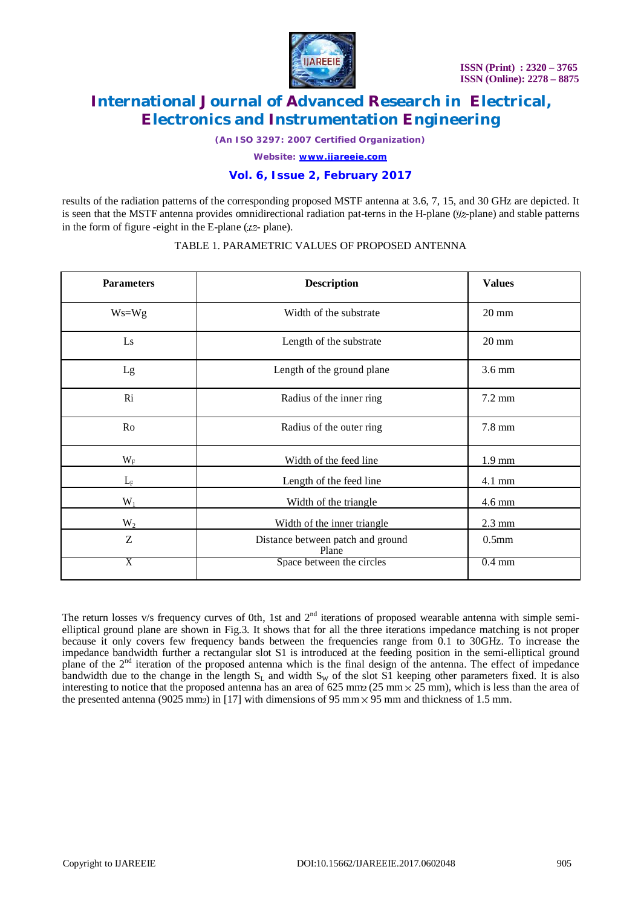results of the radiation patterns of the corresponding proposed MSTF antenna at 3.6, 7, 15, and 30 GHz are depicted. It is seen that the MSTF antenna provides omnidirectional radiation pat-terns in the H-plane ($yz$-plane) and stable patterns in the form of figure -eight in the E-plane ($xz$- plane).

TABLE 1. PARAMETRIC VALUES OF PROPOSED ANTENNA

| Parameters | Description | Values |
|---|---|---|
| Ws=Wg | Width of the substrate | 20 mm |
| Ls | Length of the substrate | 20 mm |
| Lg | Length of the ground plane | 3.6 mm |
| Ri | Radius of the inner ring | 7.2 mm |
| Ro | Radius of the outer ring | 7.8 mm |
| $W_F$ | Width of the feed line | 1.9 mm |
| $L_F$ | Length of the feed line | 4.1 mm |
| $W_1$ | Width of the triangle | 4.6 mm |
| $W_2$ | Width of the inner triangle | 2.3 mm |
| Z | Distance between patch and ground Plane | 0.5mm |
| X | Space between the circles | 0.4 mm |

The return losses v/s frequency curves of 0th, 1st and 2nd iterations of proposed wearable antenna with simple semi-elliptical ground plane are shown in Fig.3. It shows that for all the three iterations impedance matching is not proper because it only covers few frequency bands between the frequencies range from 0.1 to 30GHz. To increase the impedance bandwidth further a rectangular slot S1 is introduced at the feeding position in the semi-elliptical ground plane of the 2nd iteration of the proposed antenna which is the final design of the antenna. The effect of impedance bandwidth due to the change in the length $S_L$ and width $S_W$ of the slot S1 keeping other parameters fixed. It is also interesting to notice that the proposed antenna has an area of 625 $mm^2$ (25 mm $\times$ 25 mm), which is less than the area of the presented antenna (9025 $mm^2$) in [17] with dimensions of 95 mm $\times$ 95 mm and thickness of 1.5 mm.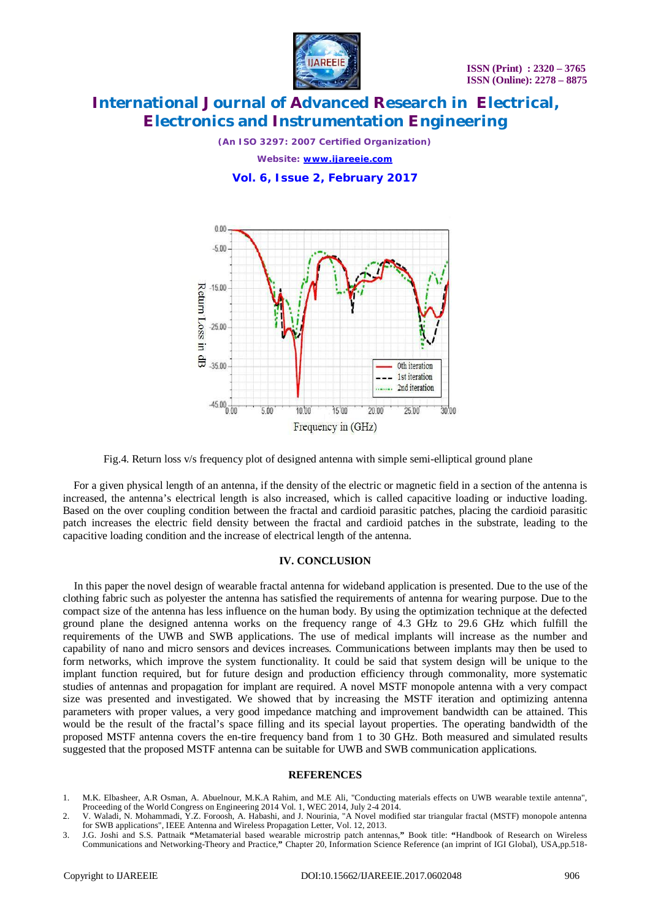Fig.4. Return loss v/s frequency plot of designed antenna with simple semi-elliptical ground plane

For a given physical length of an antenna, if the density of the electric or magnetic field in a section of the antenna is increased, the antenna's electrical length is also increased, which is called capacitive loading or inductive loading. Based on the over coupling condition between the fractal and cardioid parasitic patches, placing the cardioid parasitic patch increases the electric field density between the fractal and cardioid patches in the substrate, leading to the capacitive loading condition and the increase of electrical length of the antenna.

## IV. CONCLUSION

In this paper the novel design of wearable fractal antenna for wideband application is presented. Due to the use of the clothing fabric such as polyester the antenna has satisfied the requirements of antenna for wearing purpose. Due to the compact size of the antenna has less influence on the human body. By using the optimization technique at the defected ground plane the designed antenna works on the frequency range of 4.3 GHz to 29.6 GHz which fulfill the requirements of the UWB and SWB applications. The use of medical implants will increase as the number and capability of nano and micro sensors and devices increases. Communications between implants may then be used to form networks, which improve the system functionality. It could be said that system design will be unique to the implant function required, but for future design and production efficiency through commonality, more systematic studies of antennas and propagation for implant are required. A novel MSTF monopole antenna with a very compact size was presented and investigated. We showed that by increasing the MSTF iteration and optimizing antenna parameters with proper values, a very good impedance matching and improvement bandwidth can be attained. This would be the result of the fractal's space filling and its special layout properties. The operating bandwidth of the proposed MSTF antenna covers the en-tire frequency band from 1 to 30 GHz. Both measured and simulated results suggested that the proposed MSTF antenna can be suitable for UWB and SWB communication applications.

## REFERENCES

1. M.K. Elbasheer, A.R Osman, A. Abuelnour, M.K.A Rahim, and M.E Ali, "Conducting materials effects on UWB wearable textile antenna", Proceeding of the World Congress on Engineering 2014 Vol. 1, WEC 2014, July 2-4 2014.
2. V. Waladi, N. Mohammadi, Y.Z. Foroosh, A. Habashi, and J. Nourinia, "A Novel modified star triangular fractal (MSTF) monopole antenna for SWB applications", IEEE Antenna and Wireless Propagation Letter, Vol. 12, 2013.
3. J.G. Joshi and S.S. Pattnaik "Metamaterial based wearable microstrip patch antennas," Book title: "Handbook of Research on Wireless Communications and Networking-Theory and Practice," Chapter 20, Information Science Reference (an imprint of IGI Global), USA,pp.518-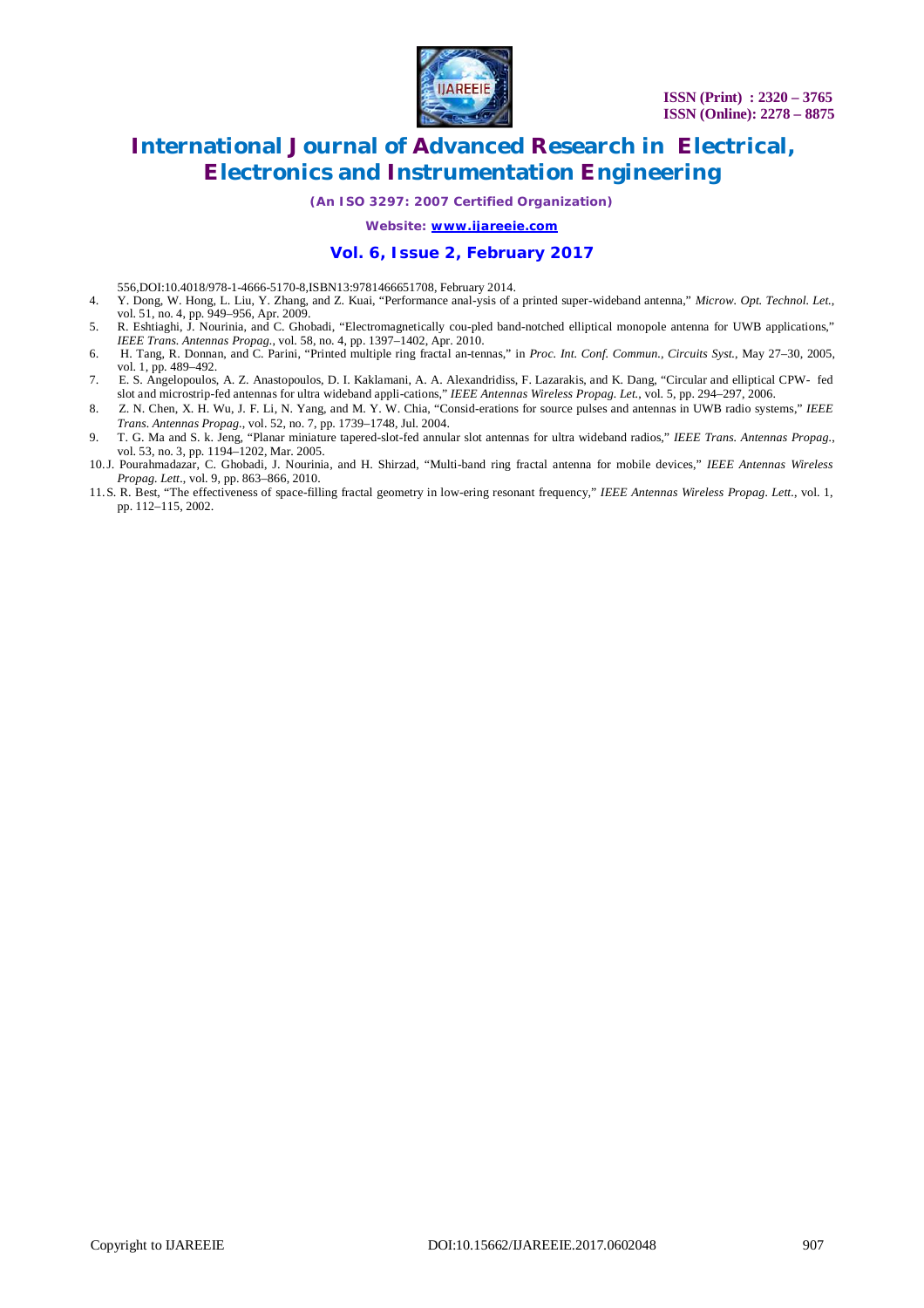556,DOI:10.4018/978-1-4666-5170-8,ISBN13:9781466651708, February 2014.

4. Y. Dong, W. Hong, L. Liu, Y. Zhang, and Z. Kuai, "Performance anal-ysis of a printed super-wideband antenna," *Microw. Opt. Technol. Let.*, vol. 51, no. 4, pp. 949–956, Apr. 2009.
5. R. Eshtiaghi, J. Nourinia, and C. Ghobadi, "Electromagnetically cou-pled band-notched elliptical monopole antenna for UWB applications," *IEEE Trans. Antennas Propag.*, vol. 58, no. 4, pp. 1397–1402, Apr. 2010.
6. H. Tang, R. Donnan, and C. Parini, "Printed multiple ring fractal an-tennas," in *Proc. Int. Conf. Commun., Circuits Syst.*, May 27–30, 2005, vol. 1, pp. 489–492.
7. E. S. Angelopoulos, A. Z. Anastopoulos, D. I. Kaklamani, A. A. Alexandridiss, F. Lazarakis, and K. Dang, "Circular and elliptical CPW- fed slot and microstrip-fed antennas for ultra wideband appli-cations," *IEEE Antennas Wireless Propag. Let.*, vol. 5, pp. 294–297, 2006.
8. Z. N. Chen, X. H. Wu, J. F. Li, N. Yang, and M. Y. W. Chia, "Consid-erations for source pulses and antennas in UWB radio systems," *IEEE Trans. Antennas Propag.*, vol. 52, no. 7, pp. 1739–1748, Jul. 2004.
9. T. G. Ma and S. k. Jeng, "Planar miniature tapered-slot-fed annular slot antennas for ultra wideband radios," *IEEE Trans. Antennas Propag.*, vol. 53, no. 3, pp. 1194–1202, Mar. 2005.
10. J. Pourahmadazar, C. Ghobadi, J. Nourinia, and H. Shirzad, "Multi-band ring fractal antenna for mobile devices," *IEEE Antennas Wireless Propag. Lett*., vol. 9, pp. 863–866, 2010.
11. S. R. Best, "The effectiveness of space-filling fractal geometry in low-ering resonant frequency," *IEEE Antennas Wireless Propag. Lett*., vol. 1, pp. 112–115, 2002.